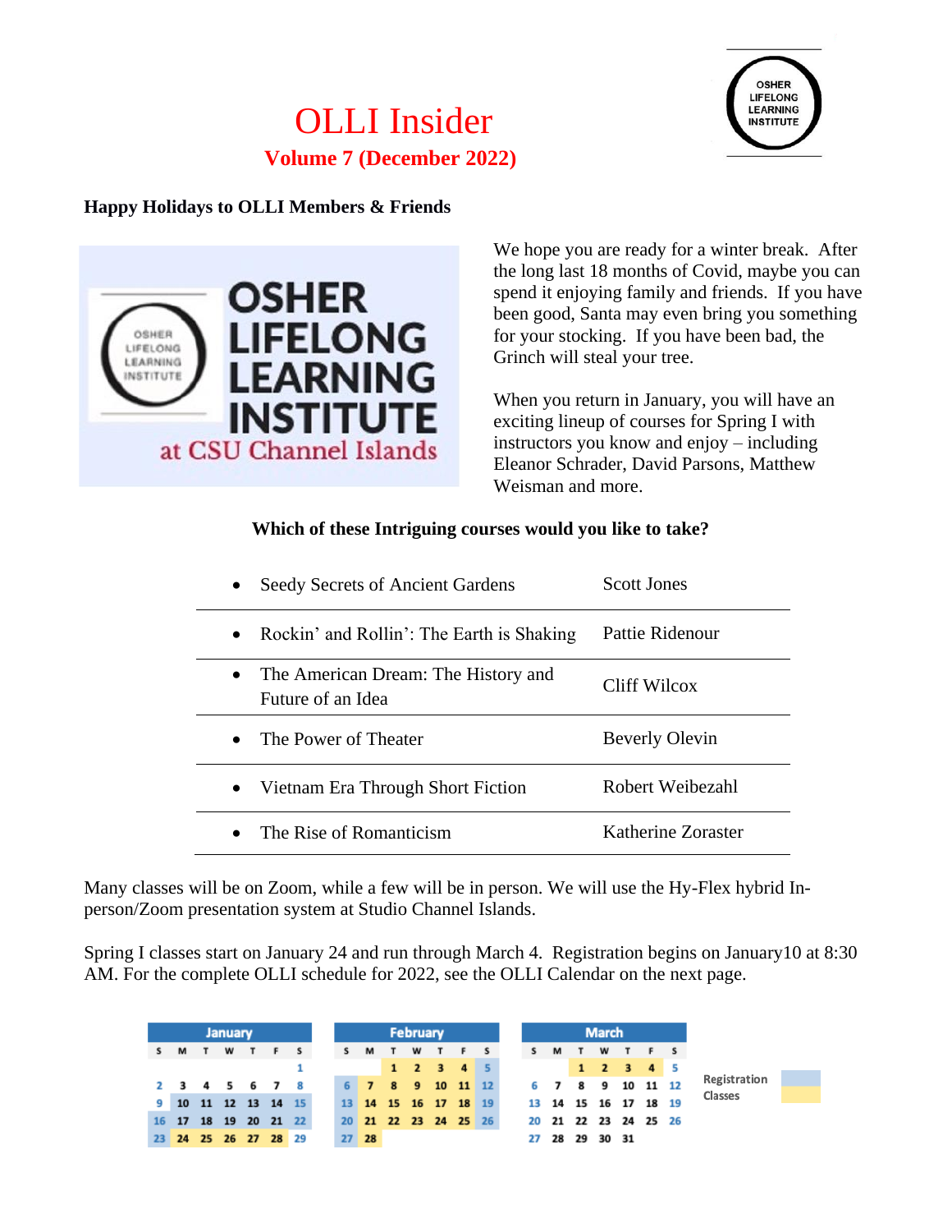# OLLI Insider

## Volume 7 (December 2022)

**Happy Holidays to OLLI Members & Friends**

OSHER LIFELONG LEARNING INSTITUTE at CSU Channel Islands

We hope you are ready for a winter break. After the long last 18 months of Covid, maybe you can spend it enjoying family and friends. If you have been good, Santa may even bring you something for your stocking. If you have been bad, the Grinch will steal your tree.

When you return in January, you will have an exciting lineup of courses for Spring I with instructors you know and enjoy – including Eleanor Schrader, David Parsons, Matthew Weisman and more.

**Which of these Intriguing courses would you like to take?**

| Course | Instructor |
|---|---|
| • Seedy Secrets of Ancient Gardens | Scott Jones |
| • Rockin' and Rollin': The Earth is Shaking | Pattie Ridenour |
| • The American Dream: The History and Future of an Idea | Cliff Wilcox |
| • The Power of Theater | Beverly Olevin |
| • Vietnam Era Through Short Fiction | Robert Weibezahl |
| • The Rise of Romanticism | Katherine Zoraster |

Many classes will be on Zoom, while a few will be in person. We will use the Hy-Flex hybrid In-person/Zoom presentation system at Studio Channel Islands.

Spring I classes start on January 24 and run through March 4. Registration begins on January10 at 8:30 AM. For the complete OLLI schedule for 2022, see the OLLI Calendar on the next page.

**January**

| S | M | T | W | T | F | S |
|---|---|---|---|---|---|---|
| | | | | | | 1 |
| 2 | 3 | 4 | 5 | 6 | 7 | 8 |
| 9 | 10 | 11 | 12 | 13 | 14 | 15 |
| 16 | 17 | 18 | 19 | 20 | 21 | 22 |
| 23 | 24 | 25 | 26 | 27 | 28 | 29 |

**February**

| S | M | T | W | T | F | S |
|---|---|---|---|---|---|---|
| | | 1 | 2 | 3 | 4 | 5 |
| 6 | 7 | 8 | 9 | 10 | 11 | 12 |
| 13 | 14 | 15 | 16 | 17 | 18 | 19 |
| 20 | 21 | 22 | 23 | 24 | 25 | 26 |
| 27 | 28 | | | | | |

**March**

| S | M | T | W | T | F | S |
|---|---|---|---|---|---|---|
| | | 1 | 2 | 3 | 4 | 5 |
| 6 | 7 | 8 | 9 | 10 | 11 | 12 |
| 13 | 14 | 15 | 16 | 17 | 18 | 19 |
| 20 | 21 | 22 | 23 | 24 | 25 | 26 |
| 27 | 28 | 29 | 30 | 31 | | |

Registration

Classes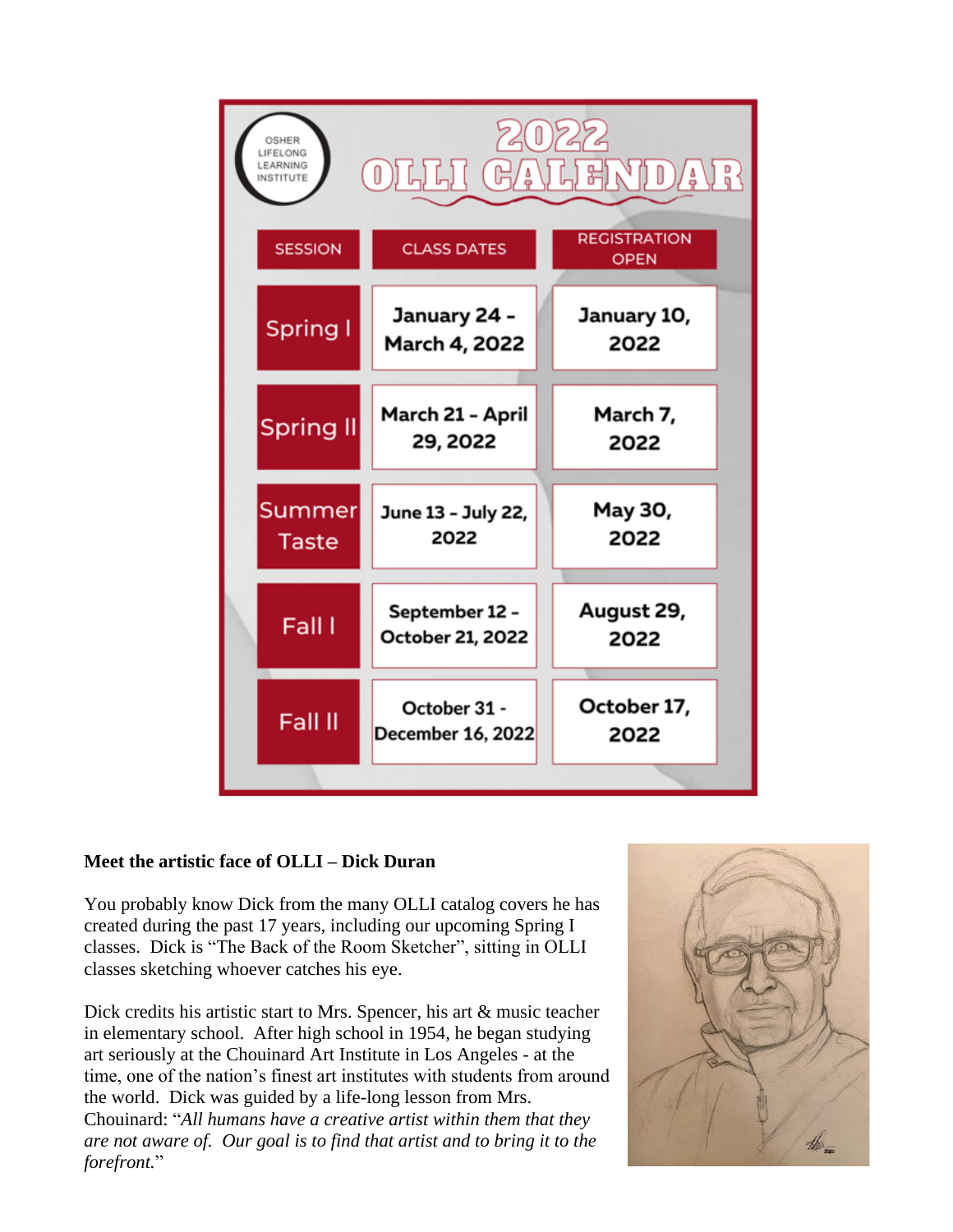# 2022 OLLI CALENDAR

OSHER LIFELONG LEARNING INSTITUTE

| SESSION | CLASS DATES | REGISTRATION OPEN |
| --- | --- | --- |
| Spring I | January 24 – March 4, 2022 | January 10, 2022 |
| Spring II | March 21 – April 29, 2022 | March 7, 2022 |
| Summer Taste | June 13 – July 22, 2022 | May 30, 2022 |
| Fall I | September 12 – October 21, 2022 | August 29, 2022 |
| Fall II | October 31 - December 16, 2022 | October 17, 2022 |

**Meet the artistic face of OLLI – Dick Duran**

You probably know Dick from the many OLLI catalog covers he has created during the past 17 years, including our upcoming Spring I classes. Dick is "The Back of the Room Sketcher", sitting in OLLI classes sketching whoever catches his eye.

Dick credits his artistic start to Mrs. Spencer, his art & music teacher in elementary school. After high school in 1954, he began studying art seriously at the Chouinard Art Institute in Los Angeles - at the time, one of the nation's finest art institutes with students from around the world. Dick was guided by a life-long lesson from Mrs. Chouinard: "*All humans have a creative artist within them that they are not aware of. Our goal is to find that artist and to bring it to the forefront.*"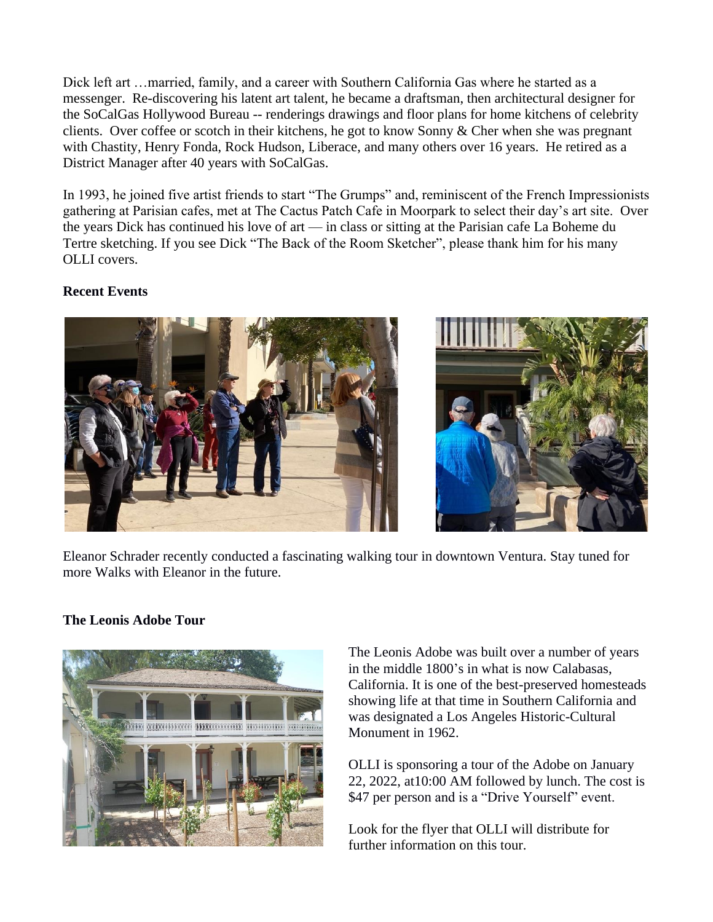Dick left art …married, family, and a career with Southern California Gas where he started as a messenger. Re-discovering his latent art talent, he became a draftsman, then architectural designer for the SoCalGas Hollywood Bureau -- renderings drawings and floor plans for home kitchens of celebrity clients. Over coffee or scotch in their kitchens, he got to know Sonny & Cher when she was pregnant with Chastity, Henry Fonda, Rock Hudson, Liberace, and many others over 16 years. He retired as a District Manager after 40 years with SoCalGas.

In 1993, he joined five artist friends to start "The Grumps" and, reminiscent of the French Impressionists gathering at Parisian cafes, met at The Cactus Patch Cafe in Moorpark to select their day's art site. Over the years Dick has continued his love of art — in class or sitting at the Parisian cafe La Boheme du Tertre sketching. If you see Dick "The Back of the Room Sketcher", please thank him for his many OLLI covers.

**Recent Events**

Eleanor Schrader recently conducted a fascinating walking tour in downtown Ventura. Stay tuned for more Walks with Eleanor in the future.

**The Leonis Adobe Tour**

The Leonis Adobe was built over a number of years in the middle 1800's in what is now Calabasas, California. It is one of the best-preserved homesteads showing life at that time in Southern California and was designated a Los Angeles Historic-Cultural Monument in 1962.

OLLI is sponsoring a tour of the Adobe on January 22, 2022, at10:00 AM followed by lunch. The cost is $47 per person and is a "Drive Yourself" event.

Look for the flyer that OLLI will distribute for further information on this tour.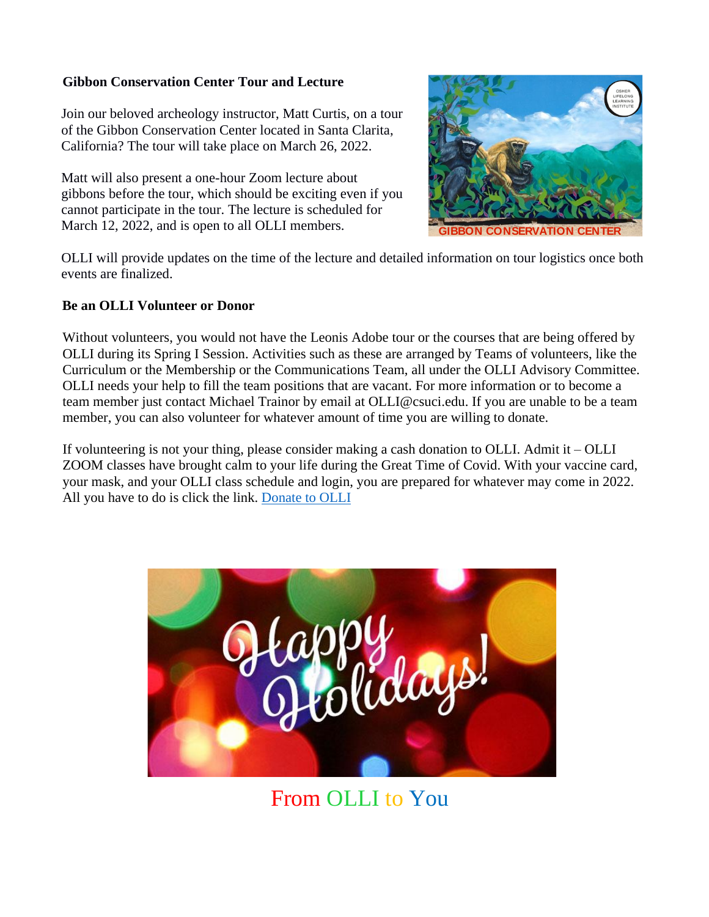**Gibbon Conservation Center Tour and Lecture**

Join our beloved archeology instructor, Matt Curtis, on a tour of the Gibbon Conservation Center located in Santa Clarita, California? The tour will take place on March 26, 2022.

Matt will also present a one-hour Zoom lecture about gibbons before the tour, which should be exciting even if you cannot participate in the tour. The lecture is scheduled for March 12, 2022, and is open to all OLLI members.

OLLI will provide updates on the time of the lecture and detailed information on tour logistics once both events are finalized.

**Be an OLLI Volunteer or Donor**

Without volunteers, you would not have the Leonis Adobe tour or the courses that are being offered by OLLI during its Spring I Session. Activities such as these are arranged by Teams of volunteers, like the Curriculum or the Membership or the Communications Team, all under the OLLI Advisory Committee. OLLI needs your help to fill the team positions that are vacant. For more information or to become a team member just contact Michael Trainor by email at OLLI@csuci.edu. If you are unable to be a team member, you can also volunteer for whatever amount of time you are willing to donate.

If volunteering is not your thing, please consider making a cash donation to OLLI. Admit it – OLLI ZOOM classes have brought calm to your life during the Great Time of Covid. With your vaccine card, your mask, and your OLLI class schedule and login, you are prepared for whatever may come in 2022. All you have to do is click the link. Donate to OLLI

From OLLI to You